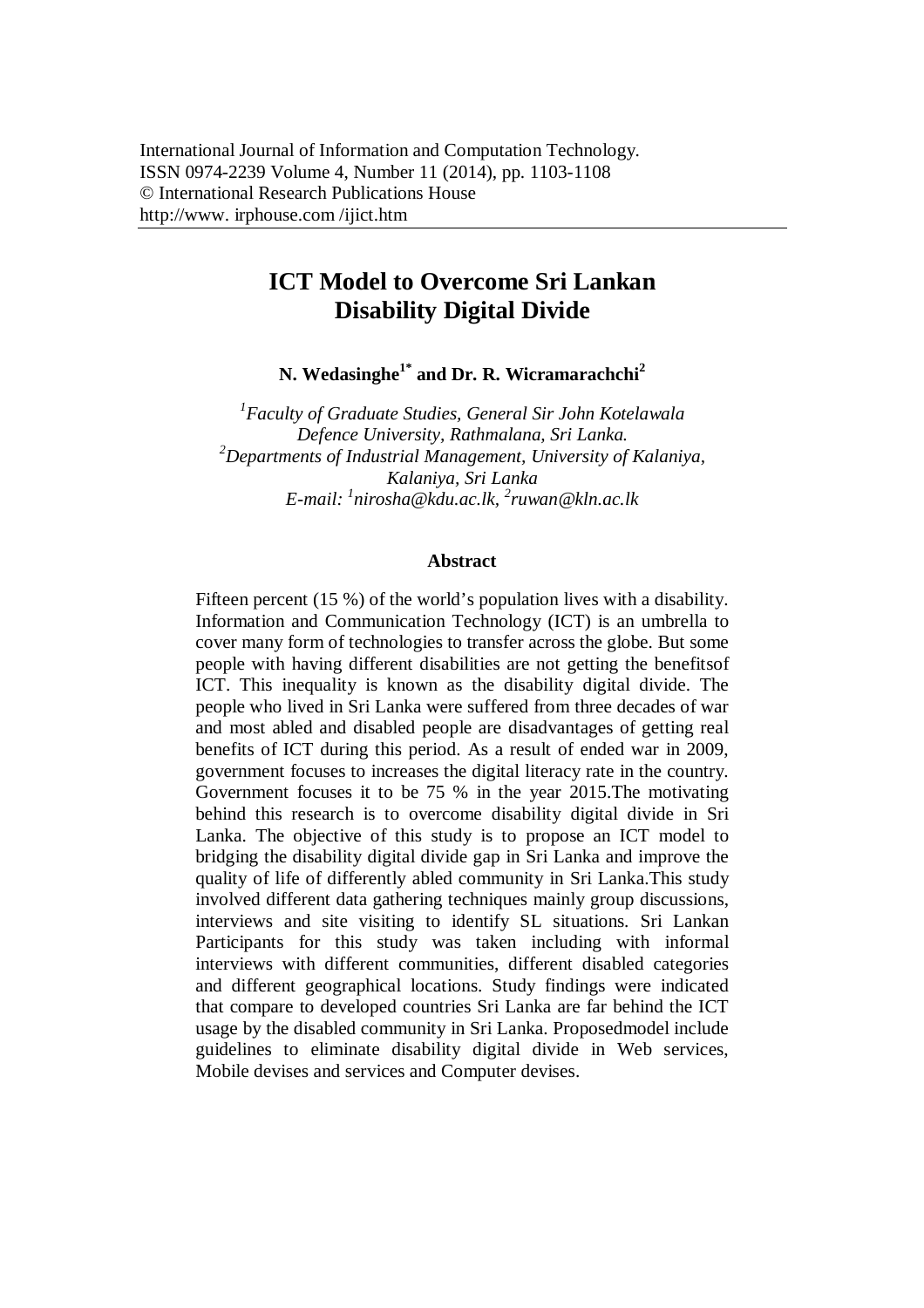International Journal of Information and Computation Technology.
ISSN 0974-2239 Volume 4, Number 11 (2014), pp. 1103-1108
© International Research Publications House
http://www. irphouse.com /ijict.htm

# ICT Model to Overcome Sri Lankan Disability Digital Divide

**N. Wedasinghe[1*] and Dr. R. Wicramarachchi[2]**

*[1]Faculty of Graduate Studies, General Sir John Kotelawala Defence University, Rathmalana, Sri Lanka.*
*[2]Departments of Industrial Management, University of Kalaniya, Kalaniya, Sri Lanka*
*E-mail: [1]nirosha@kdu.ac.lk, [2]ruwan@kln.ac.lk*

### Abstract

Fifteen percent (15 %) of the world's population lives with a disability. Information and Communication Technology (ICT) is an umbrella to cover many form of technologies to transfer across the globe. But some people with having different disabilities are not getting the benefitsof ICT. This inequality is known as the disability digital divide. The people who lived in Sri Lanka were suffered from three decades of war and most abled and disabled people are disadvantages of getting real benefits of ICT during this period. As a result of ended war in 2009, government focuses to increases the digital literacy rate in the country. Government focuses it to be 75 % in the year 2015.The motivating behind this research is to overcome disability digital divide in Sri Lanka. The objective of this study is to propose an ICT model to bridging the disability digital divide gap in Sri Lanka and improve the quality of life of differently abled community in Sri Lanka.This study involved different data gathering techniques mainly group discussions, interviews and site visiting to identify SL situations. Sri Lankan Participants for this study was taken including with informal interviews with different communities, different disabled categories and different geographical locations. Study findings were indicated that compare to developed countries Sri Lanka are far behind the ICT usage by the disabled community in Sri Lanka. Proposedmodel include guidelines to eliminate disability digital divide in Web services, Mobile devises and services and Computer devises.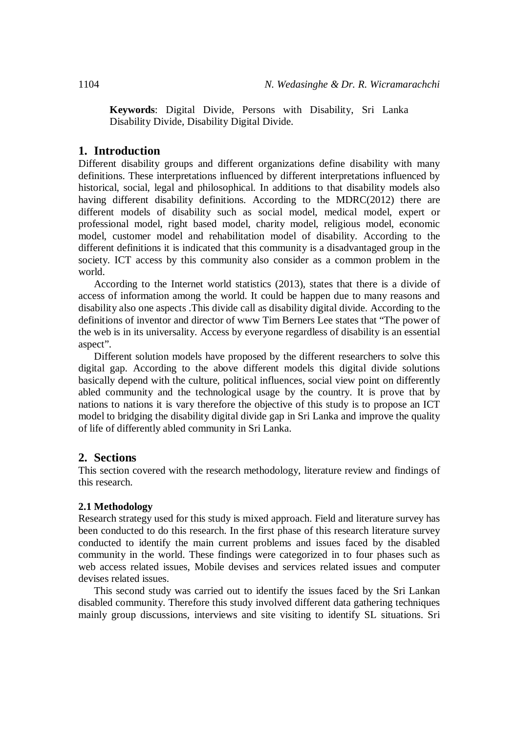**Keywords**: Digital Divide, Persons with Disability, Sri Lanka Disability Divide, Disability Digital Divide.

# 1. Introduction

Different disability groups and different organizations define disability with many definitions. These interpretations influenced by different interpretations influenced by historical, social, legal and philosophical. In additions to that disability models also having different disability definitions. According to the MDRC(2012) there are different models of disability such as social model, medical model, expert or professional model, right based model, charity model, religious model, economic model, customer model and rehabilitation model of disability. According to the different definitions it is indicated that this community is a disadvantaged group in the society. ICT access by this community also consider as a common problem in the world.

According to the Internet world statistics (2013), states that there is a divide of access of information among the world. It could be happen due to many reasons and disability also one aspects .This divide call as disability digital divide. According to the definitions of inventor and director of www Tim Berners Lee states that "The power of the web is in its universality. Access by everyone regardless of disability is an essential aspect".

Different solution models have proposed by the different researchers to solve this digital gap. According to the above different models this digital divide solutions basically depend with the culture, political influences, social view point on differently abled community and the technological usage by the country. It is prove that by nations to nations it is vary therefore the objective of this study is to propose an ICT model to bridging the disability digital divide gap in Sri Lanka and improve the quality of life of differently abled community in Sri Lanka.

# 2. Sections

This section covered with the research methodology, literature review and findings of this research.

### 2.1 Methodology

Research strategy used for this study is mixed approach. Field and literature survey has been conducted to do this research. In the first phase of this research literature survey conducted to identify the main current problems and issues faced by the disabled community in the world. These findings were categorized in to four phases such as web access related issues, Mobile devises and services related issues and computer devises related issues.

This second study was carried out to identify the issues faced by the Sri Lankan disabled community. Therefore this study involved different data gathering techniques mainly group discussions, interviews and site visiting to identify SL situations. Sri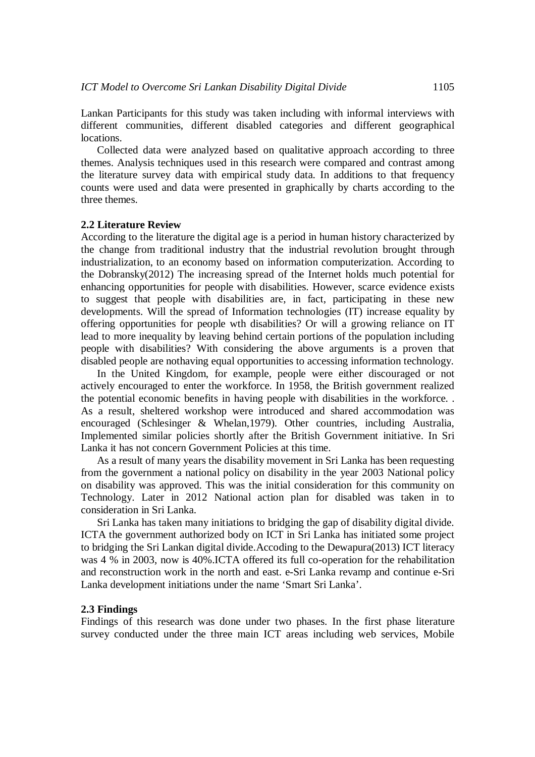Lankan Participants for this study was taken including with informal interviews with different communities, different disabled categories and different geographical locations.

Collected data were analyzed based on qualitative approach according to three themes. Analysis techniques used in this research were compared and contrast among the literature survey data with empirical study data. In additions to that frequency counts were used and data were presented in graphically by charts according to the three themes.

### 2.2 Literature Review

According to the literature the digital age is a period in human history characterized by the change from traditional industry that the industrial revolution brought through industrialization, to an economy based on information computerization. According to the Dobransky(2012) The increasing spread of the Internet holds much potential for enhancing opportunities for people with disabilities. However, scarce evidence exists to suggest that people with disabilities are, in fact, participating in these new developments. Will the spread of Information technologies (IT) increase equality by offering opportunities for people wth disabilities? Or will a growing reliance on IT lead to more inequality by leaving behind certain portions of the population including people with disabilities? With considering the above arguments is a proven that disabled people are nothaving equal opportunities to accessing information technology.

In the United Kingdom, for example, people were either discouraged or not actively encouraged to enter the workforce. In 1958, the British government realized the potential economic benefits in having people with disabilities in the workforce. . As a result, sheltered workshop were introduced and shared accommodation was encouraged (Schlesinger & Whelan,1979). Other countries, including Australia, Implemented similar policies shortly after the British Government initiative. In Sri Lanka it has not concern Government Policies at this time.

As a result of many years the disability movement in Sri Lanka has been requesting from the government a national policy on disability in the year 2003 National policy on disability was approved. This was the initial consideration for this community on Technology. Later in 2012 National action plan for disabled was taken in to consideration in Sri Lanka.

Sri Lanka has taken many initiations to bridging the gap of disability digital divide. ICTA the government authorized body on ICT in Sri Lanka has initiated some project to bridging the Sri Lankan digital divide.Accoding to the Dewapura(2013) ICT literacy was 4 % in 2003, now is 40%.ICTA offered its full co-operation for the rehabilitation and reconstruction work in the north and east. e-Sri Lanka revamp and continue e-Sri Lanka development initiations under the name 'Smart Sri Lanka'.

### 2.3 Findings

Findings of this research was done under two phases. In the first phase literature survey conducted under the three main ICT areas including web services, Mobile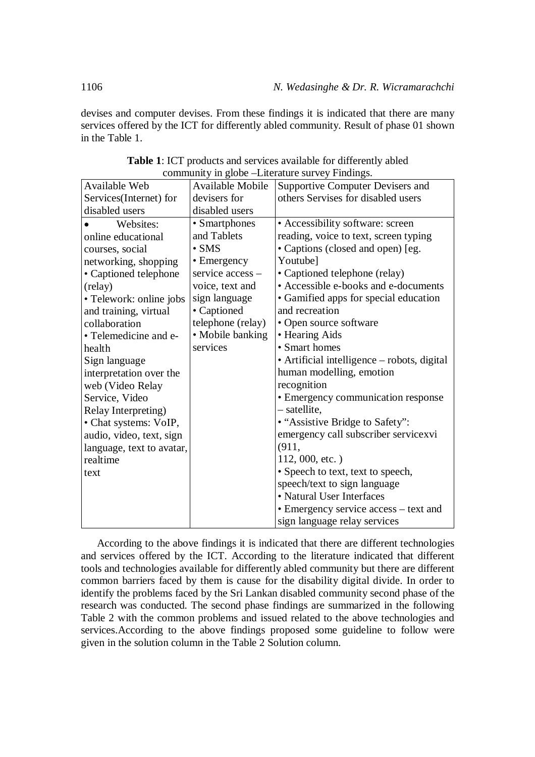devises and computer devises. From these findings it is indicated that there are many services offered by the ICT for differently abled community. Result of phase 01 shown in the Table 1.

**Table 1**: ICT products and services available for differently abled community in globe –Literature survey Findings.

| Available Web Services(Internet) for disabled users | Available Mobile devisers for disabled users | Supportive Computer Devisers and others Servises for disabled users |
|---|---|---|
| • Websites: online educational courses, social networking, shopping<br>• Captioned telephone (relay)<br>• Telework: online jobs and training, virtual collaboration<br>• Telemedicine and e-health<br>Sign language interpretation over the web (Video Relay Service, Video Relay Interpreting)<br>• Chat systems: VoIP, audio, video, text, sign language, text to avatar, realtime text | • Smartphones and Tablets<br>• SMS<br>• Emergency service access – voice, text and sign language<br>• Captioned telephone (relay)<br>• Mobile banking services | • Accessibility software: screen reading, voice to text, screen typing<br>• Captions (closed and open) [eg. Youtube]<br>• Captioned telephone (relay)<br>• Accessible e-books and e-documents<br>• Gamified apps for special education and recreation<br>• Open source software<br>• Hearing Aids<br>• Smart homes<br>• Artificial intelligence – robots, digital human modelling, emotion recognition<br>• Emergency communication response – satellite,<br>• "Assistive Bridge to Safety": emergency call subscriber servicexvi (911, 112, 000, etc. )<br>• Speech to text, text to speech, speech/text to sign language<br>• Natural User Interfaces<br>• Emergency service access – text and sign language relay services |

According to the above findings it is indicated that there are different technologies and services offered by the ICT. According to the literature indicated that different tools and technologies available for differently abled community but there are different common barriers faced by them is cause for the disability digital divide. In order to identify the problems faced by the Sri Lankan disabled community second phase of the research was conducted. The second phase findings are summarized in the following Table 2 with the common problems and issued related to the above technologies and services.According to the above findings proposed some guideline to follow were given in the solution column in the Table 2 Solution column.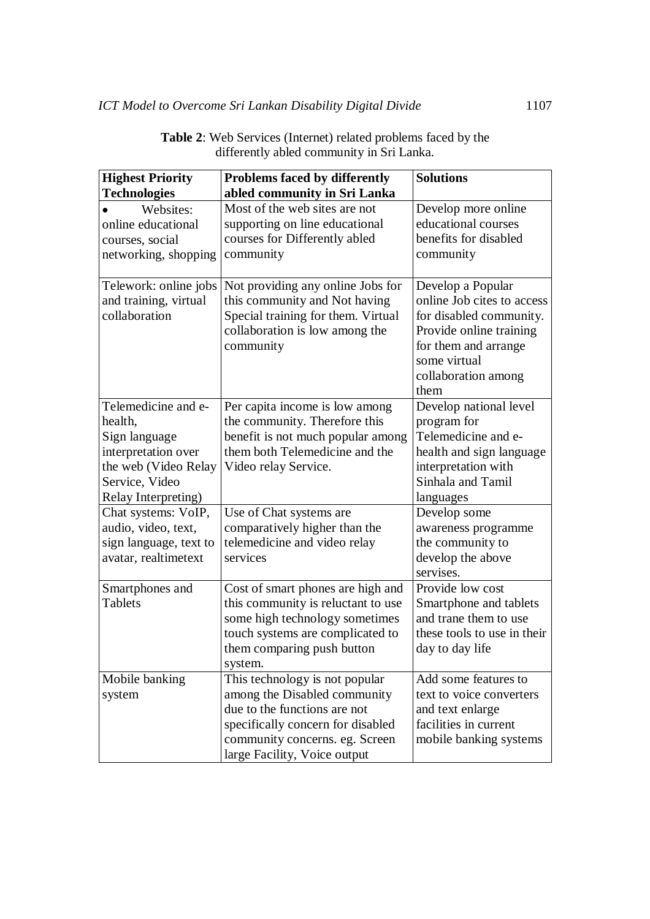**Table 2**: Web Services (Internet) related problems faced by the differently abled community in Sri Lanka.

| Highest Priority Technologies | Problems faced by differently abled community in Sri Lanka | Solutions |
|---|---|---|
| • Websites: online educational courses, social networking, shopping | Most of the web sites are not supporting on line educational courses for Differently abled community | Develop more online educational courses benefits for disabled community |
| Telework: online jobs and training, virtual collaboration | Not providing any online Jobs for this community and Not having Special training for them. Virtual collaboration is low among the community | Develop a Popular online Job cites to access for disabled community. Provide online training for them and arrange some virtual collaboration among them |
| Telemedicine and e-health, Sign language interpretation over the web (Video Relay Service, Video Relay Interpreting) | Per capita income is low among the community. Therefore this benefit is not much popular among them both Telemedicine and the Video relay Service. | Develop national level program for Telemedicine and e-health and sign language interpretation with Sinhala and Tamil languages |
| Chat systems: VoIP, audio, video, text, sign language, text to avatar, realtimetext | Use of Chat systems are comparatively higher than the telemedicine and video relay services | Develop some awareness programme the community to develop the above servises. |
| Smartphones and Tablets | Cost of smart phones are high and this community is reluctant to use some high technology sometimes touch systems are complicated to them comparing push button system. | Provide low cost Smartphone and tablets and trane them to use these tools to use in their day to day life |
| Mobile banking system | This technology is not popular among the Disabled community due to the functions are not specifically concern for disabled community concerns. eg. Screen large Facility, Voice output | Add some features to text to voice converters and text enlarge facilities in current mobile banking systems |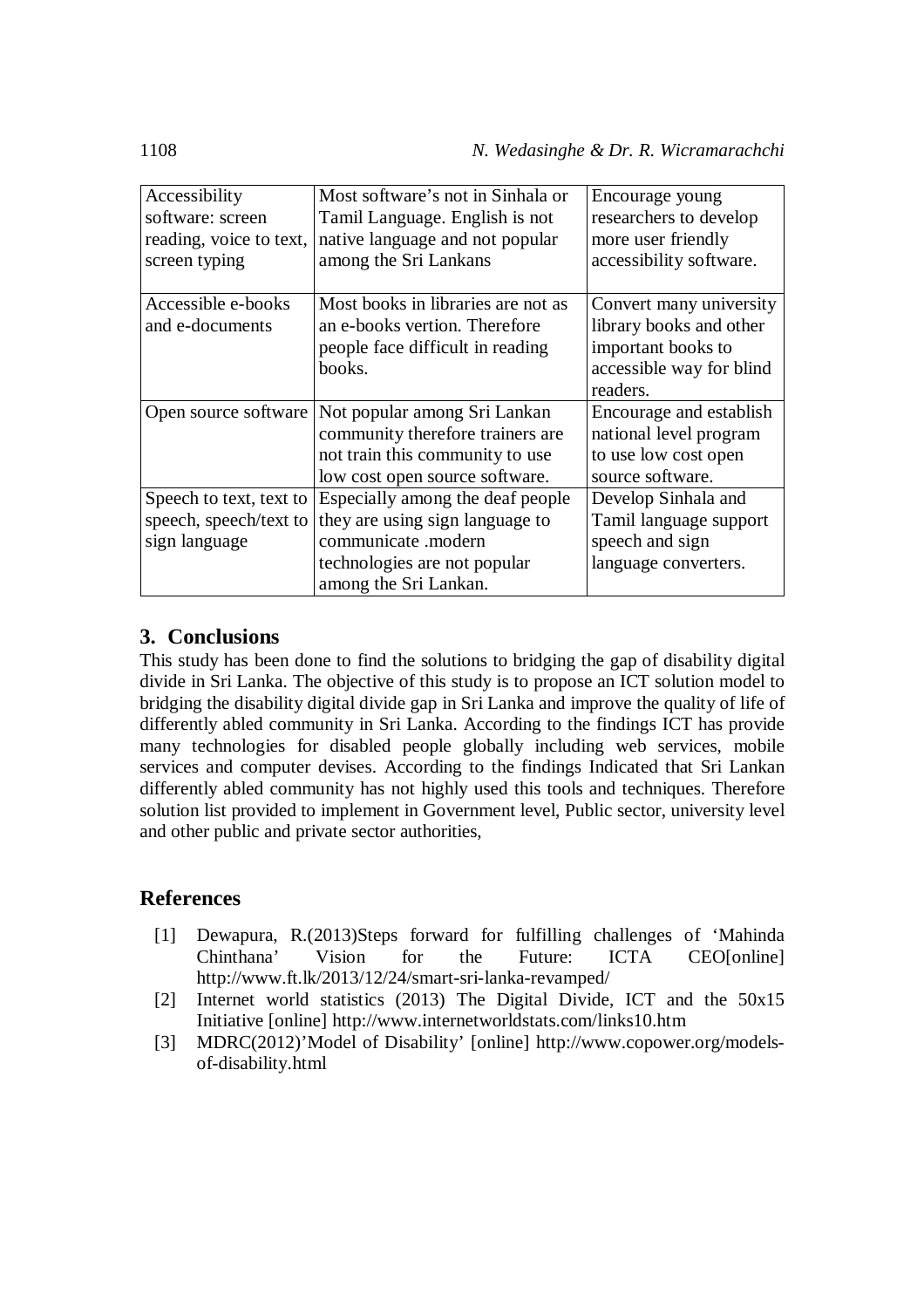| | | |
|---|---|---|
| Accessibility software: screen reading, voice to text, screen typing | Most software's not in Sinhala or Tamil Language. English is not native language and not popular among the Sri Lankans | Encourage young researchers to develop more user friendly accessibility software. |
| Accessible e-books and e-documents | Most books in libraries are not as an e-books vertion. Therefore people face difficult in reading books. | Convert many university library books and other important books to accessible way for blind readers. |
| Open source software | Not popular among Sri Lankan community therefore trainers are not train this community to use low cost open source software. | Encourage and establish national level program to use low cost open source software. |
| Speech to text, text to speech, speech/text to sign language | Especially among the deaf people they are using sign language to communicate .modern technologies are not popular among the Sri Lankan. | Develop Sinhala and Tamil language support speech and sign language converters. |

## 3. Conclusions

This study has been done to find the solutions to bridging the gap of disability digital divide in Sri Lanka. The objective of this study is to propose an ICT solution model to bridging the disability digital divide gap in Sri Lanka and improve the quality of life of differently abled community in Sri Lanka. According to the findings ICT has provide many technologies for disabled people globally including web services, mobile services and computer devises. According to the findings Indicated that Sri Lankan differently abled community has not highly used this tools and techniques. Therefore solution list provided to implement in Government level, Public sector, university level and other public and private sector authorities,

## References

[1] Dewapura, R.(2013)Steps forward for fulfilling challenges of 'Mahinda Chinthana' Vision for the Future: ICTA CEO[online] http://www.ft.lk/2013/12/24/smart-sri-lanka-revamped/

[2] Internet world statistics (2013) The Digital Divide, ICT and the 50x15 Initiative [online] http://www.internetworldstats.com/links10.htm

[3] MDRC(2012)'Model of Disability' [online] http://www.copower.org/models-of-disability.html